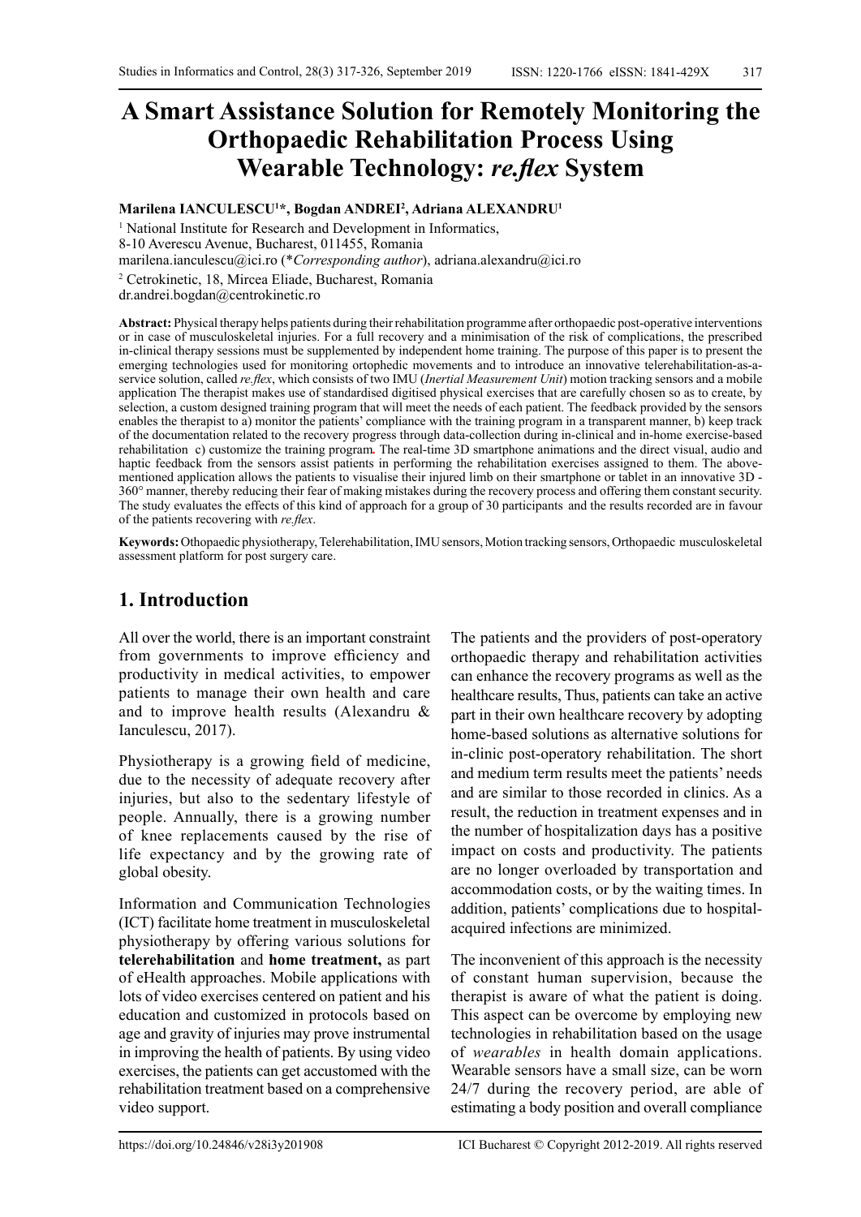# A Smart Assistance Solution for Remotely Monitoring the Orthopaedic Rehabilitation Process Using Wearable Technology: *re.flex* System

**Marilena IANCULESCU[1]\*, Bogdan ANDREI[2], Adriana ALEXANDRU[1]**

[1] National Institute for Research and Development in Informatics,
8-10 Averescu Avenue, Bucharest, 011455, Romania
marilena.ianculescu@ici.ro (*\*Corresponding author*), adriana.alexandru@ici.ro

[2] Cetrokinetic, 18, Mircea Eliade, Bucharest, Romania
dr.andrei.bogdan@centrokinetic.ro

**Abstract:** Physical therapy helps patients during their rehabilitation programme after orthopaedic post-operative interventions or in case of musculoskeletal injuries. For a full recovery and a minimisation of the risk of complications, the prescribed in-clinical therapy sessions must be supplemented by independent home training. The purpose of this paper is to present the emerging technologies used for monitoring ortophedic movements and to introduce an innovative telerehabilitation-as-a-service solution, called *re.flex*, which consists of two IMU (*Inertial Measurement Unit*) motion tracking sensors and a mobile application The therapist makes use of standardised digitised physical exercises that are carefully chosen so as to create, by selection, a custom designed training program that will meet the needs of each patient. The feedback provided by the sensors enables the therapist to a) monitor the patients' compliance with the training program in a transparent manner, b) keep track of the documentation related to the recovery progress through data-collection during in-clinical and in-home exercise-based rehabilitation c) customize the training program. The real-time 3D smartphone animations and the direct visual, audio and haptic feedback from the sensors assist patients in performing the rehabilitation exercises assigned to them. The above-mentioned application allows the patients to visualise their injured limb on their smartphone or tablet in an innovative 3D - 360° manner, thereby reducing their fear of making mistakes during the recovery process and offering them constant security. The study evaluates the effects of this kind of approach for a group of 30 participants and the results recorded are in favour of the patients recovering with *re.flex*.

**Keywords:** Otophaedic physiotherapy, Telerehabilitation, IMU sensors, Motion tracking sensors, Orthopaedic musculoskeletal assessment platform for post surgery care.

## 1. Introduction

All over the world, there is an important constraint from governments to improve efficiency and productivity in medical activities, to empower patients to manage their own health and care and to improve health results (Alexandru & Ianculescu, 2017).

Physiotherapy is a growing field of medicine, due to the necessity of adequate recovery after injuries, but also to the sedentary lifestyle of people. Annually, there is a growing number of knee replacements caused by the rise of life expectancy and by the growing rate of global obesity.

Information and Communication Technologies (ICT) facilitate home treatment in musculoskeletal physiotherapy by offering various solutions for **telerehabilitation** and **home treatment,** as part of eHealth approaches. Mobile applications with lots of video exercises centered on patient and his education and customized in protocols based on age and gravity of injuries may prove instrumental in improving the health of patients. By using video exercises, the patients can get accustomed with the rehabilitation treatment based on a comprehensive video support.

The patients and the providers of post-operatory orthopaedic therapy and rehabilitation activities can enhance the recovery programs as well as the healthcare results, Thus, patients can take an active part in their own healthcare recovery by adopting home-based solutions as alternative solutions for in-clinic post-operatory rehabilitation. The short and medium term results meet the patients' needs and are similar to those recorded in clinics. As a result, the reduction in treatment expenses and in the number of hospitalization days has a positive impact on costs and productivity. The patients are no longer overloaded by transportation and accommodation costs, or by the waiting times. In addition, patients' complications due to hospital-acquired infections are minimized.

The inconvenient of this approach is the necessity of constant human supervision, because the therapist is aware of what the patient is doing. This aspect can be overcome by employing new technologies in rehabilitation based on the usage of *wearables* in health domain applications. Wearable sensors have a small size, can be worn 24/7 during the recovery period, are able of estimating a body position and overall compliance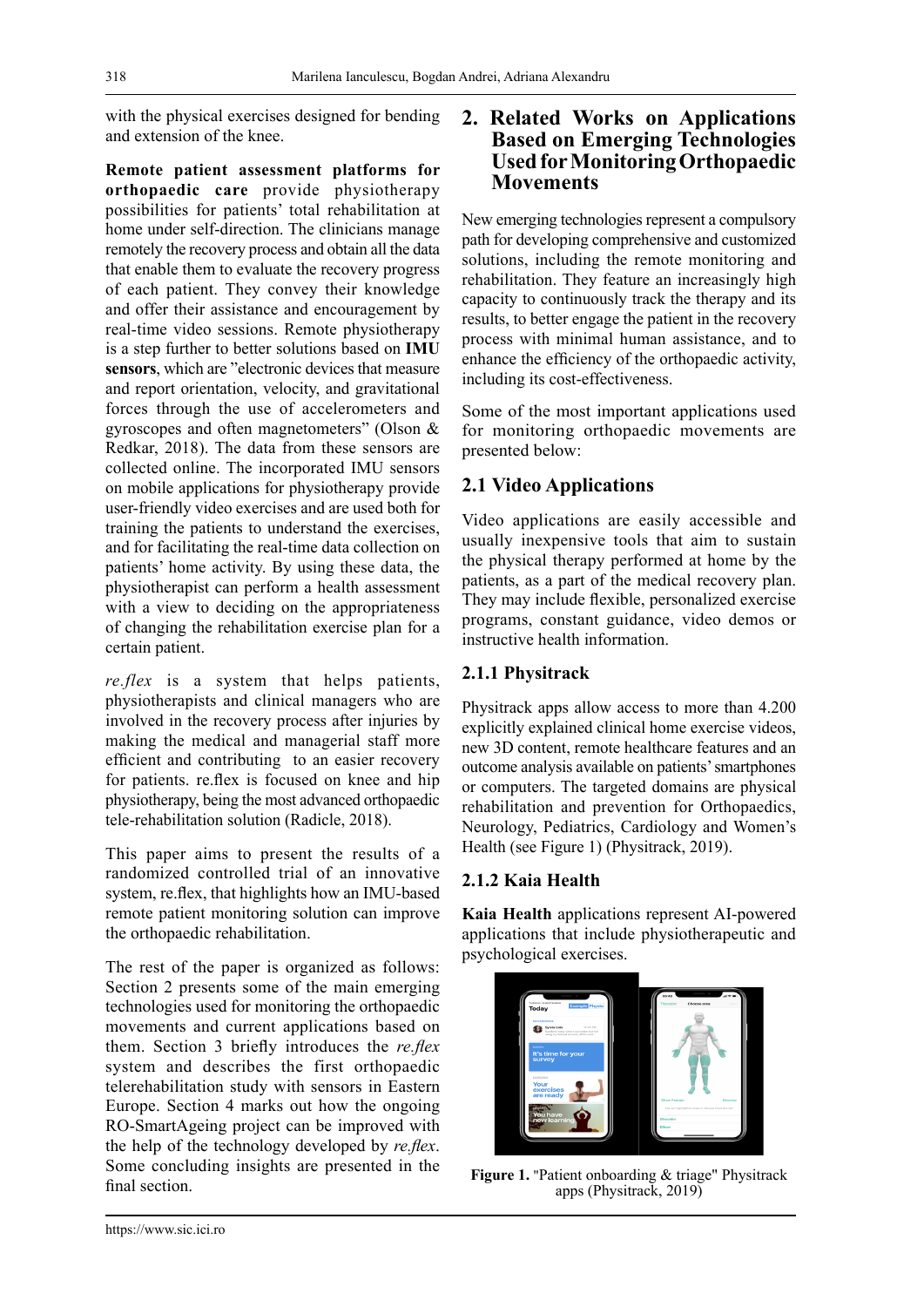with the physical exercises designed for bending and extension of the knee.

**Remote patient assessment platforms for orthopaedic care** provide physiotherapy possibilities for patients' total rehabilitation at home under self-direction. The clinicians manage remotely the recovery process and obtain all the data that enable them to evaluate the recovery progress of each patient. They convey their knowledge and offer their assistance and encouragement by real-time video sessions. Remote physiotherapy is a step further to better solutions based on **IMU sensors**, which are "electronic devices that measure and report orientation, velocity, and gravitational forces through the use of accelerometers and gyroscopes and often magnetometers" (Olson & Redkar, 2018). The data from these sensors are collected online. The incorporated IMU sensors on mobile applications for physiotherapy provide user-friendly video exercises and are used both for training the patients to understand the exercises, and for facilitating the real-time data collection on patients' home activity. By using these data, the physiotherapist can perform a health assessment with a view to deciding on the appropriateness of changing the rehabilitation exercise plan for a certain patient.

*re.flex* is a system that helps patients, physiotherapists and clinical managers who are involved in the recovery process after injuries by making the medical and managerial staff more efficient and contributing to an easier recovery for patients. re.flex is focused on knee and hip physiotherapy, being the most advanced orthopaedic tele-rehabilitation solution (Radicle, 2018).

This paper aims to present the results of a randomized controlled trial of an innovative system, re.flex, that highlights how an IMU-based remote patient monitoring solution can improve the orthopaedic rehabilitation.

The rest of the paper is organized as follows: Section 2 presents some of the main emerging technologies used for monitoring the orthopaedic movements and current applications based on them. Section 3 briefly introduces the *re.flex* system and describes the first orthopaedic telerehabilitation study with sensors in Eastern Europe. Section 4 marks out how the ongoing RO-SmartAgeing project can be improved with the help of the technology developed by *re.flex*. Some concluding insights are presented in the final section.

## 2. Related Works on Applications Based on Emerging Technologies Used for Monitoring Orthopaedic Movements

New emerging technologies represent a compulsory path for developing comprehensive and customized solutions, including the remote monitoring and rehabilitation. They feature an increasingly high capacity to continuously track the therapy and its results, to better engage the patient in the recovery process with minimal human assistance, and to enhance the efficiency of the orthopaedic activity, including its cost-effectiveness.

Some of the most important applications used for monitoring orthopaedic movements are presented below:

### 2.1 Video Applications

Video applications are easily accessible and usually inexpensive tools that aim to sustain the physical therapy performed at home by the patients, as a part of the medical recovery plan. They may include flexible, personalized exercise programs, constant guidance, video demos or instructive health information.

#### 2.1.1 Physitrack

Physitrack apps allow access to more than 4.200 explicitly explained clinical home exercise videos, new 3D content, remote healthcare features and an outcome analysis available on patients' smartphones or computers. The targeted domains are physical rehabilitation and prevention for Orthopaedics, Neurology, Pediatrics, Cardiology and Women's Health (see Figure 1) (Physitrack, 2019).

#### 2.1.2 Kaia Health

**Kaia Health** applications represent AI-powered applications that include physiotherapeutic and psychological exercises.

**Figure 1.** "Patient onboarding & triage" Physitrack apps (Physitrack, 2019)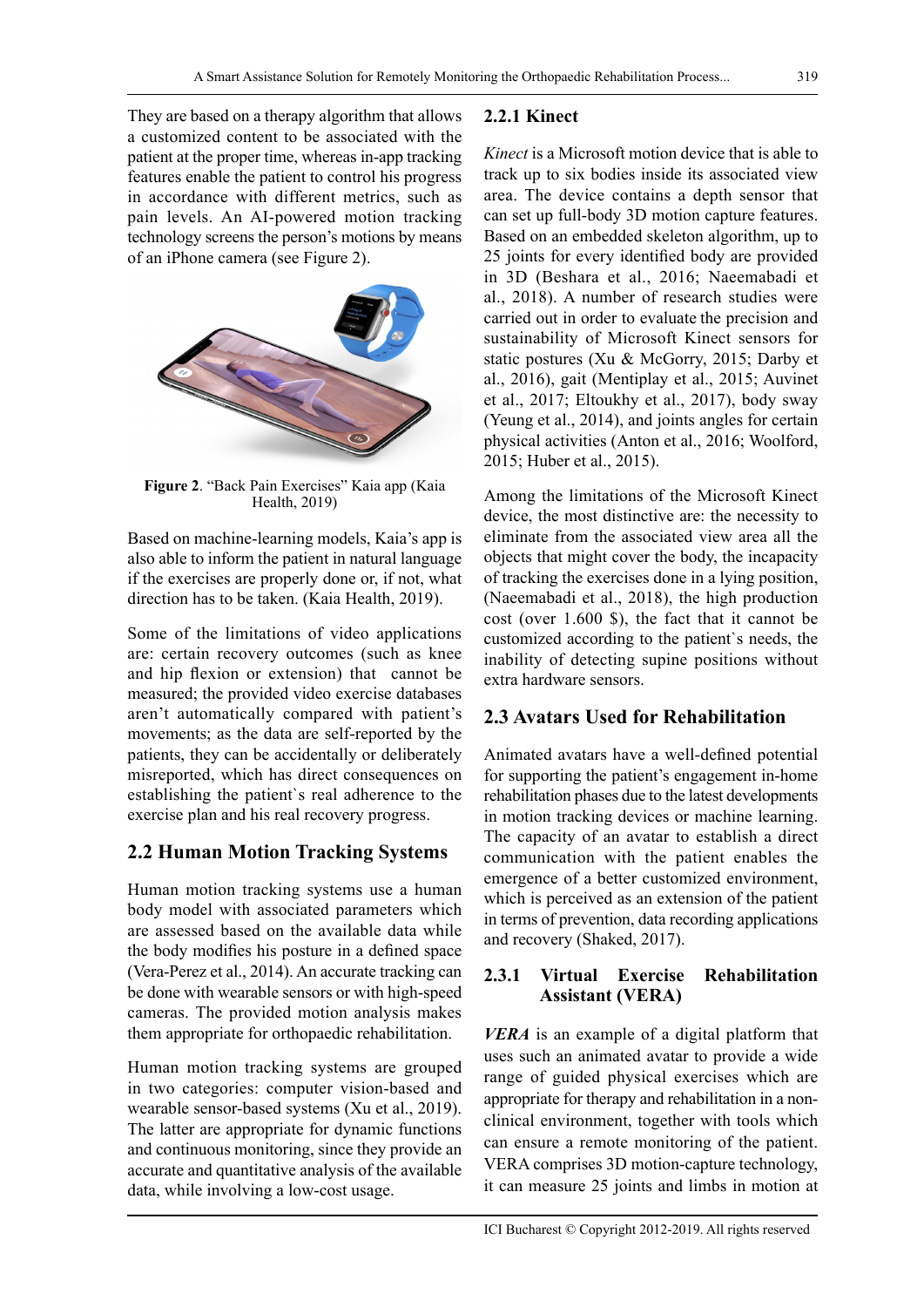They are based on a therapy algorithm that allows a customized content to be associated with the patient at the proper time, whereas in-app tracking features enable the patient to control his progress in accordance with different metrics, such as pain levels. An AI-powered motion tracking technology screens the person's motions by means of an iPhone camera (see Figure 2).

**Figure 2**. "Back Pain Exercises" Kaia app (Kaia Health, 2019)

Based on machine-learning models, Kaia's app is also able to inform the patient in natural language if the exercises are properly done or, if not, what direction has to be taken. (Kaia Health, 2019).

Some of the limitations of video applications are: certain recovery outcomes (such as knee and hip flexion or extension) that cannot be measured; the provided video exercise databases aren't automatically compared with patient's movements; as the data are self-reported by the patients, they can be accidentally or deliberately misreported, which has direct consequences on establishing the patient`s real adherence to the exercise plan and his real recovery progress.

## 2.2 Human Motion Tracking Systems

Human motion tracking systems use a human body model with associated parameters which are assessed based on the available data while the body modifies his posture in a defined space (Vera-Perez et al., 2014). An accurate tracking can be done with wearable sensors or with high-speed cameras. The provided motion analysis makes them appropriate for orthopaedic rehabilitation.

Human motion tracking systems are grouped in two categories: computer vision-based and wearable sensor-based systems (Xu et al., 2019). The latter are appropriate for dynamic functions and continuous monitoring, since they provide an accurate and quantitative analysis of the available data, while involving a low-cost usage.

### 2.2.1 Kinect

*Kinect* is a Microsoft motion device that is able to track up to six bodies inside its associated view area. The device contains a depth sensor that can set up full-body 3D motion capture features. Based on an embedded skeleton algorithm, up to 25 joints for every identified body are provided in 3D (Beshara et al., 2016; Naeemabadi et al., 2018). A number of research studies were carried out in order to evaluate the precision and sustainability of Microsoft Kinect sensors for static postures (Xu & McGorry, 2015; Darby et al., 2016), gait (Mentiplay et al., 2015; Auvinet et al., 2017; Eltoukhy et al., 2017), body sway (Yeung et al., 2014), and joints angles for certain physical activities (Anton et al., 2016; Woolford, 2015; Huber et al., 2015).

Among the limitations of the Microsoft Kinect device, the most distinctive are: the necessity to eliminate from the associated view area all the objects that might cover the body, the incapacity of tracking the exercises done in a lying position, (Naeemabadi et al., 2018), the high production cost (over 1.600 $), the fact that it cannot be customized according to the patient`s needs, the inability of detecting supine positions without extra hardware sensors.

## 2.3 Avatars Used for Rehabilitation

Animated avatars have a well-defined potential for supporting the patient's engagement in-home rehabilitation phases due to the latest developments in motion tracking devices or machine learning. The capacity of an avatar to establish a direct communication with the patient enables the emergence of a better customized environment, which is perceived as an extension of the patient in terms of prevention, data recording applications and recovery (Shaked, 2017).

### 2.3.1 Virtual Exercise Rehabilitation Assistant (VERA)

***VERA*** is an example of a digital platform that uses such an animated avatar to provide a wide range of guided physical exercises which are appropriate for therapy and rehabilitation in a non-clinical environment, together with tools which can ensure a remote monitoring of the patient. VERA comprises 3D motion-capture technology, it can measure 25 joints and limbs in motion at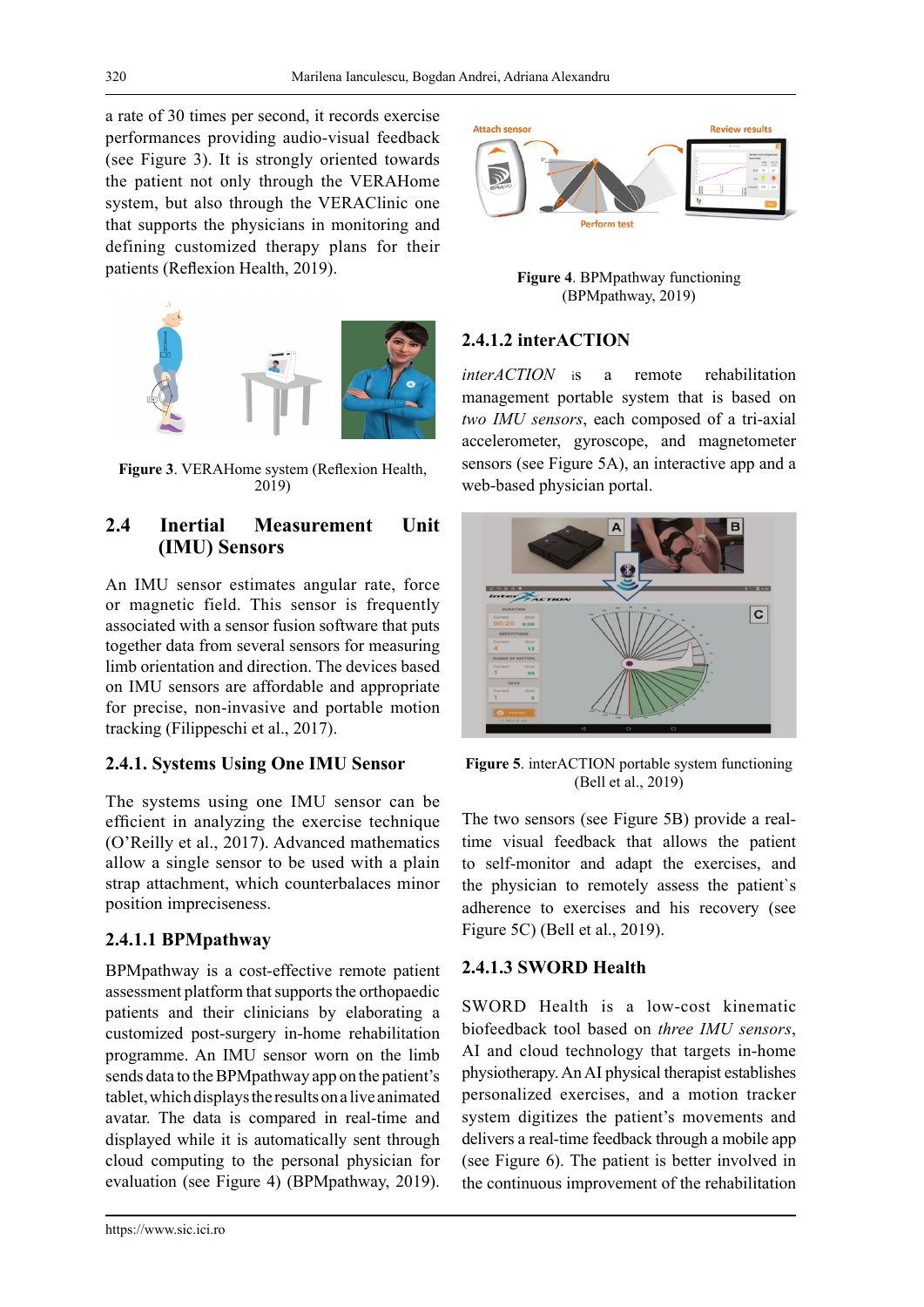a rate of 30 times per second, it records exercise performances providing audio-visual feedback (see Figure 3). It is strongly oriented towards the patient not only through the VERAHome system, but also through the VERAClinic one that supports the physicians in monitoring and defining customized therapy plans for their patients (Reflexion Health, 2019).

**Figure 3**. VERAHome system (Reflexion Health, 2019)

## 2.4 Inertial Measurement Unit (IMU) Sensors

An IMU sensor estimates angular rate, force or magnetic field. This sensor is frequently associated with a sensor fusion software that puts together data from several sensors for measuring limb orientation and direction. The devices based on IMU sensors are affordable and appropriate for precise, non-invasive and portable motion tracking (Filippeschi et al., 2017).

### 2.4.1. Systems Using One IMU Sensor

The systems using one IMU sensor can be efficient in analyzing the exercise technique (O'Reilly et al., 2017). Advanced mathematics allow a single sensor to be used with a plain strap attachment, which counterbalaces minor position impreciseness.

### 2.4.1.1 BPMpathway

BPMpathway is a cost-effective remote patient assessment platform that supports the orthopaedic patients and their clinicians by elaborating a customized post-surgery in-home rehabilitation programme. An IMU sensor worn on the limb sends data to the BPMpathway app on the patient's tablet, which displays the results on a live animated avatar. The data is compared in real-time and displayed while it is automatically sent through cloud computing to the personal physician for evaluation (see Figure 4) (BPMpathway, 2019).

**Figure 4**. BPMpathway functioning (BPMpathway, 2019)

### 2.4.1.2 interACTION

*interACTION* is a remote rehabilitation management portable system that is based on *two IMU sensors*, each composed of a tri-axial accelerometer, gyroscope, and magnetometer sensors (see Figure 5A), an interactive app and a web-based physician portal.

**Figure 5**. interACTION portable system functioning (Bell et al., 2019)

The two sensors (see Figure 5B) provide a real-time visual feedback that allows the patient to self-monitor and adapt the exercises, and the physician to remotely assess the patient`s adherence to exercises and his recovery (see Figure 5C) (Bell et al., 2019).

### 2.4.1.3 SWORD Health

SWORD Health is a low-cost kinematic biofeedback tool based on *three IMU sensors*, AI and cloud technology that targets in-home physiotherapy. An AI physical therapist establishes personalized exercises, and a motion tracker system digitizes the patient's movements and delivers a real-time feedback through a mobile app (see Figure 6). The patient is better involved in the continuous improvement of the rehabilitation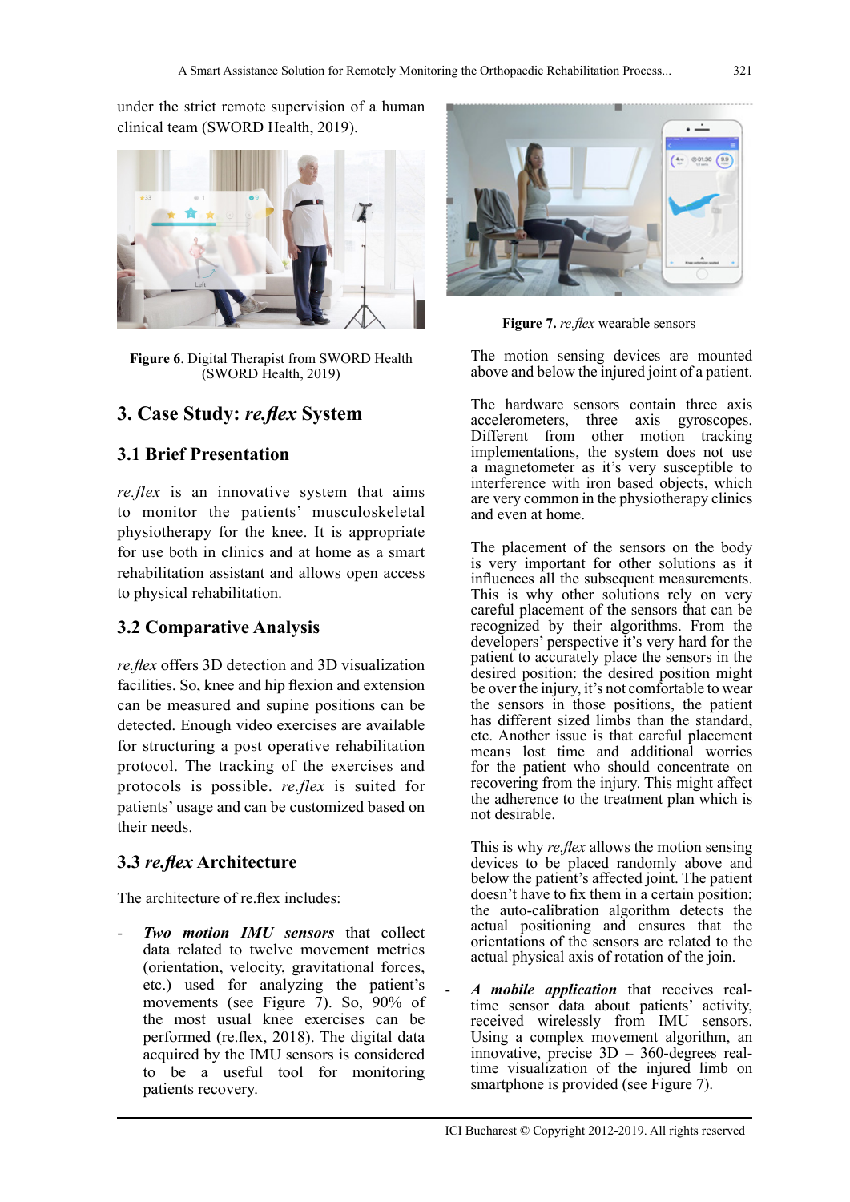under the strict remote supervision of a human clinical team (SWORD Health, 2019).

**Figure 6**. Digital Therapist from SWORD Health (SWORD Health, 2019)

## 3. Case Study: *re.flex* System

### 3.1 Brief Presentation

*re.flex* is an innovative system that aims to monitor the patients' musculoskeletal physiotherapy for the knee. It is appropriate for use both in clinics and at home as a smart rehabilitation assistant and allows open access to physical rehabilitation.

### 3.2 Comparative Analysis

*re.flex* offers 3D detection and 3D visualization facilities. So, knee and hip flexion and extension can be measured and supine positions can be detected. Enough video exercises are available for structuring a post operative rehabilitation protocol. The tracking of the exercises and protocols is possible. *re.flex* is suited for patients' usage and can be customized based on their needs.

### 3.3 *re.flex* Architecture

The architecture of re.flex includes:

- ***Two motion IMU sensors*** that collect data related to twelve movement metrics (orientation, velocity, gravitational forces, etc.) used for analyzing the patient's movements (see Figure 7). So, 90% of the most usual knee exercises can be performed (re.flex, 2018). The digital data acquired by the IMU sensors is considered to be a useful tool for monitoring patients recovery.

**Figure 7.** *re.flex* wearable sensors

The motion sensing devices are mounted above and below the injured joint of a patient.

The hardware sensors contain three axis accelerometers, three axis gyroscopes. Different from other motion tracking implementations, the system does not use a magnetometer as it's very susceptible to interference with iron based objects, which are very common in the physiotherapy clinics and even at home.

The placement of the sensors on the body is very important for other solutions as it influences all the subsequent measurements. This is why other solutions rely on very careful placement of the sensors that can be recognized by their algorithms. From the developers' perspective it's very hard for the patient to accurately place the sensors in the desired position: the desired position might be over the injury, it's not comfortable to wear the sensors in those positions, the patient has different sized limbs than the standard, etc. Another issue is that careful placement means lost time and additional worries for the patient who should concentrate on recovering from the injury. This might affect the adherence to the treatment plan which is not desirable.

This is why *re.flex* allows the motion sensing devices to be placed randomly above and below the patient's affected joint. The patient doesn't have to fix them in a certain position; the auto-calibration algorithm detects the actual positioning and ensures that the orientations of the sensors are related to the actual physical axis of rotation of the join.

- ***A mobile application*** that receives real-time sensor data about patients' activity, received wirelessly from IMU sensors. Using a complex movement algorithm, an innovative, precise 3D – 360-degrees real-time visualization of the injured limb on smartphone is provided (see Figure 7).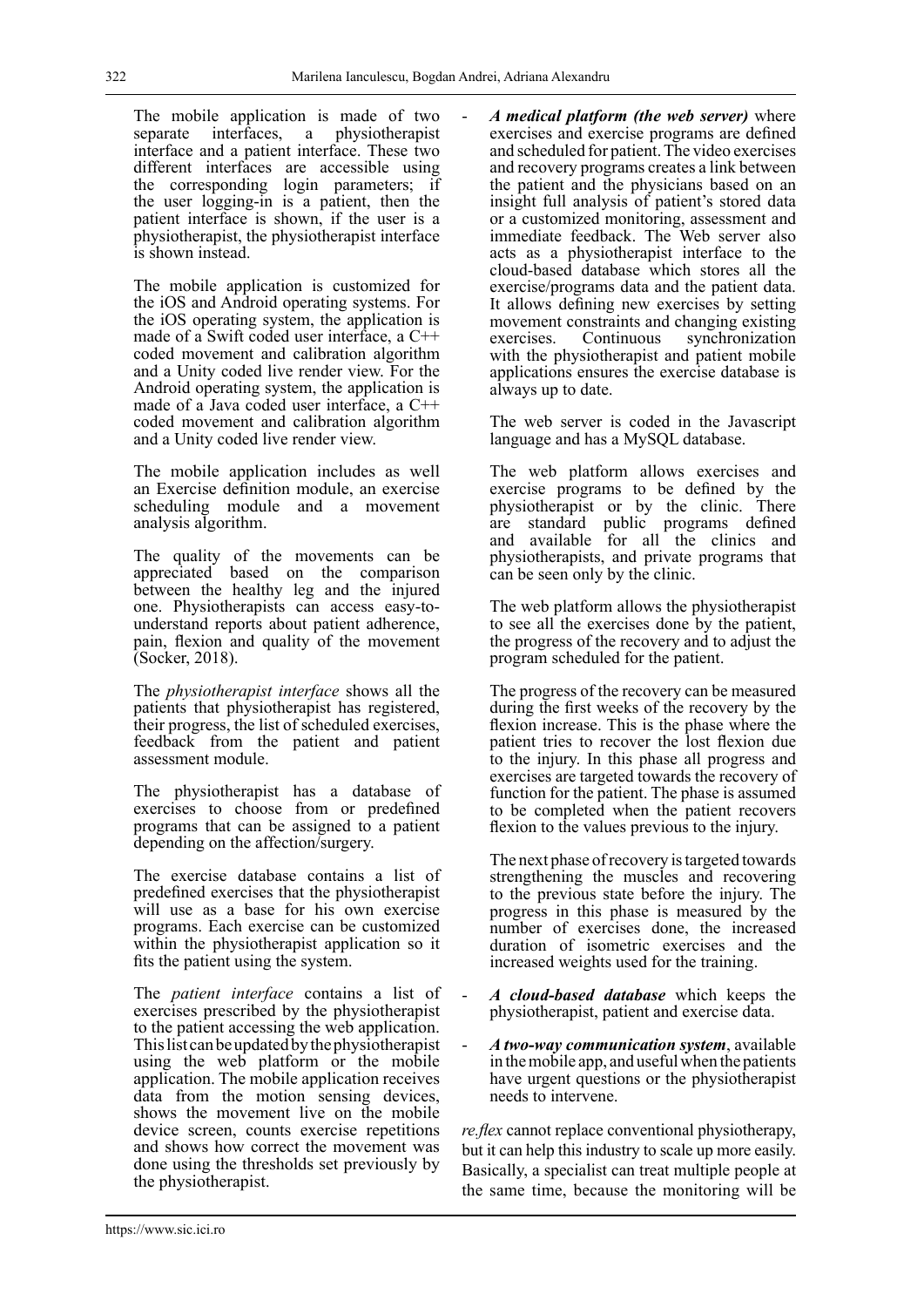The mobile application is made of two separate interfaces, a physiotherapist interface and a patient interface. These two different interfaces are accessible using the corresponding login parameters; if the user logging-in is a patient, then the patient interface is shown, if the user is a physiotherapist, the physiotherapist interface is shown instead.

The mobile application is customized for the iOS and Android operating systems. For the iOS operating system, the application is made of a Swift coded user interface, a C++ coded movement and calibration algorithm and a Unity coded live render view. For the Android operating system, the application is made of a Java coded user interface, a C++ coded movement and calibration algorithm and a Unity coded live render view.

The mobile application includes as well an Exercise definition module, an exercise scheduling module and a movement analysis algorithm.

The quality of the movements can be appreciated based on the comparison between the healthy leg and the injured one. Physiotherapists can access easy-to-understand reports about patient adherence, pain, flexion and quality of the movement (Socker, 2018).

The *physiotherapist interface* shows all the patients that physiotherapist has registered, their progress, the list of scheduled exercises, feedback from the patient and patient assessment module.

The physiotherapist has a database of exercises to choose from or predefined programs that can be assigned to a patient depending on the affection/surgery.

The exercise database contains a list of predefined exercises that the physiotherapist will use as a base for his own exercise programs. Each exercise can be customized within the physiotherapist application so it fits the patient using the system.

The *patient interface* contains a list of exercises prescribed by the physiotherapist to the patient accessing the web application. This list can be updated by the physiotherapist using the web platform or the mobile application. The mobile application receives data from the motion sensing devices, shows the movement live on the mobile device screen, counts exercise repetitions and shows how correct the movement was done using the thresholds set previously by the physiotherapist.

- ***A medical platform (the web server)*** where exercises and exercise programs are defined and scheduled for patient. The video exercises and recovery programs creates a link between the patient and the physicians based on an insight full analysis of patient's stored data or a customized monitoring, assessment and immediate feedback. The Web server also acts as a physiotherapist interface to the cloud-based database which stores all the exercise/programs data and the patient data. It allows defining new exercises by setting movement constraints and changing existing exercises. Continuous synchronization with the physiotherapist and patient mobile applications ensures the exercise database is always up to date.

  The web server is coded in the Javascript language and has a MySQL database.

  The web platform allows exercises and exercise programs to be defined by the physiotherapist or by the clinic. There are standard public programs defined and available for all the clinics and physiotherapists, and private programs that can be seen only by the clinic.

  The web platform allows the physiotherapist to see all the exercises done by the patient, the progress of the recovery and to adjust the program scheduled for the patient.

  The progress of the recovery can be measured during the first weeks of the recovery by the flexion increase. This is the phase where the patient tries to recover the lost flexion due to the injury. In this phase all progress and exercises are targeted towards the recovery of function for the patient. The phase is assumed to be completed when the patient recovers flexion to the values previous to the injury.

  The next phase of recovery is targeted towards strengthening the muscles and recovering to the previous state before the injury. The progress in this phase is measured by the number of exercises done, the increased duration of isometric exercises and the increased weights used for the training.

- ***A cloud-based database*** which keeps the physiotherapist, patient and exercise data.

- ***A two-way communication system***, available in the mobile app, and useful when the patients have urgent questions or the physiotherapist needs to intervene.

*re.flex* cannot replace conventional physiotherapy, but it can help this industry to scale up more easily. Basically, a specialist can treat multiple people at the same time, because the monitoring will be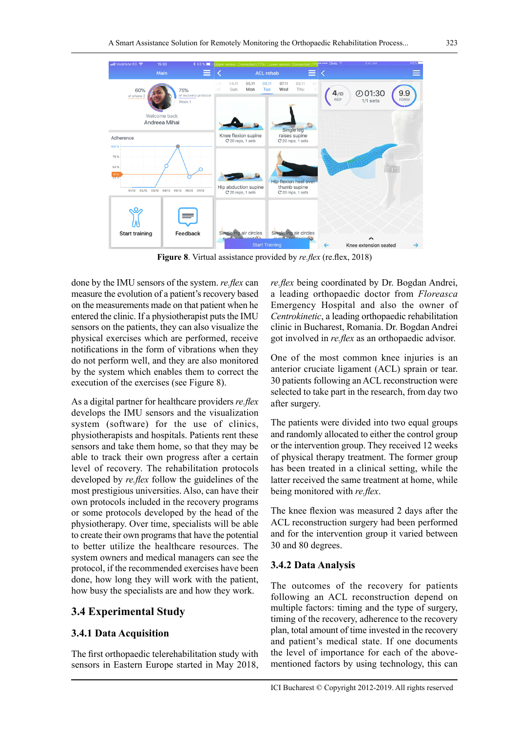**Figure 8**. Virtual assistance provided by *re.flex* (re.flex, 2018)

done by the IMU sensors of the system. *re.flex* can measure the evolution of a patient's recovery based on the measurements made on that patient when he entered the clinic. If a physiotherapist puts the IMU sensors on the patients, they can also visualize the physical exercises which are performed, receive notifications in the form of vibrations when they do not perform well, and they are also monitored by the system which enables them to correct the execution of the exercises (see Figure 8).

As a digital partner for healthcare providers *re.flex* develops the IMU sensors and the visualization system (software) for the use of clinics, physiotherapists and hospitals. Patients rent these sensors and take them home, so that they may be able to track their own progress after a certain level of recovery. The rehabilitation protocols developed by *re.flex* follow the guidelines of the most prestigious universities. Also, can have their own protocols included in the recovery programs or some protocols developed by the head of the physiotherapy. Over time, specialists will be able to create their own programs that have the potential to better utilize the healthcare resources. The system owners and medical managers can see the protocol, if the recommended exercises have been done, how long they will work with the patient, how busy the specialists are and how they work.

## 3.4 Experimental Study

### 3.4.1 Data Acquisition

The first orthopaedic telerehabilitation study with sensors in Eastern Europe started in May 2018, *re.flex* being coordinated by Dr. Bogdan Andrei, a leading orthopaedic doctor from *Floreasca* Emergency Hospital and also the owner of *Centrokinetic*, a leading orthopaedic rehabilitation clinic in Bucharest, Romania. Dr. Bogdan Andrei got involved in *re.flex* as an orthopaedic advisor.

One of the most common knee injuries is an anterior cruciate ligament (ACL) sprain or tear. 30 patients following an ACL reconstruction were selected to take part in the research, from day two after surgery.

The patients were divided into two equal groups and randomly allocated to either the control group or the intervention group. They received 12 weeks of physical therapy treatment. The former group has been treated in a clinical setting, while the latter received the same treatment at home, while being monitored with *re.flex*.

The knee flexion was measured 2 days after the ACL reconstruction surgery had been performed and for the intervention group it varied between 30 and 80 degrees.

### 3.4.2 Data Analysis

The outcomes of the recovery for patients following an ACL reconstruction depend on multiple factors: timing and the type of surgery, timing of the recovery, adherence to the recovery plan, total amount of time invested in the recovery and patient's medical state. If one documents the level of importance for each of the above-mentioned factors by using technology, this can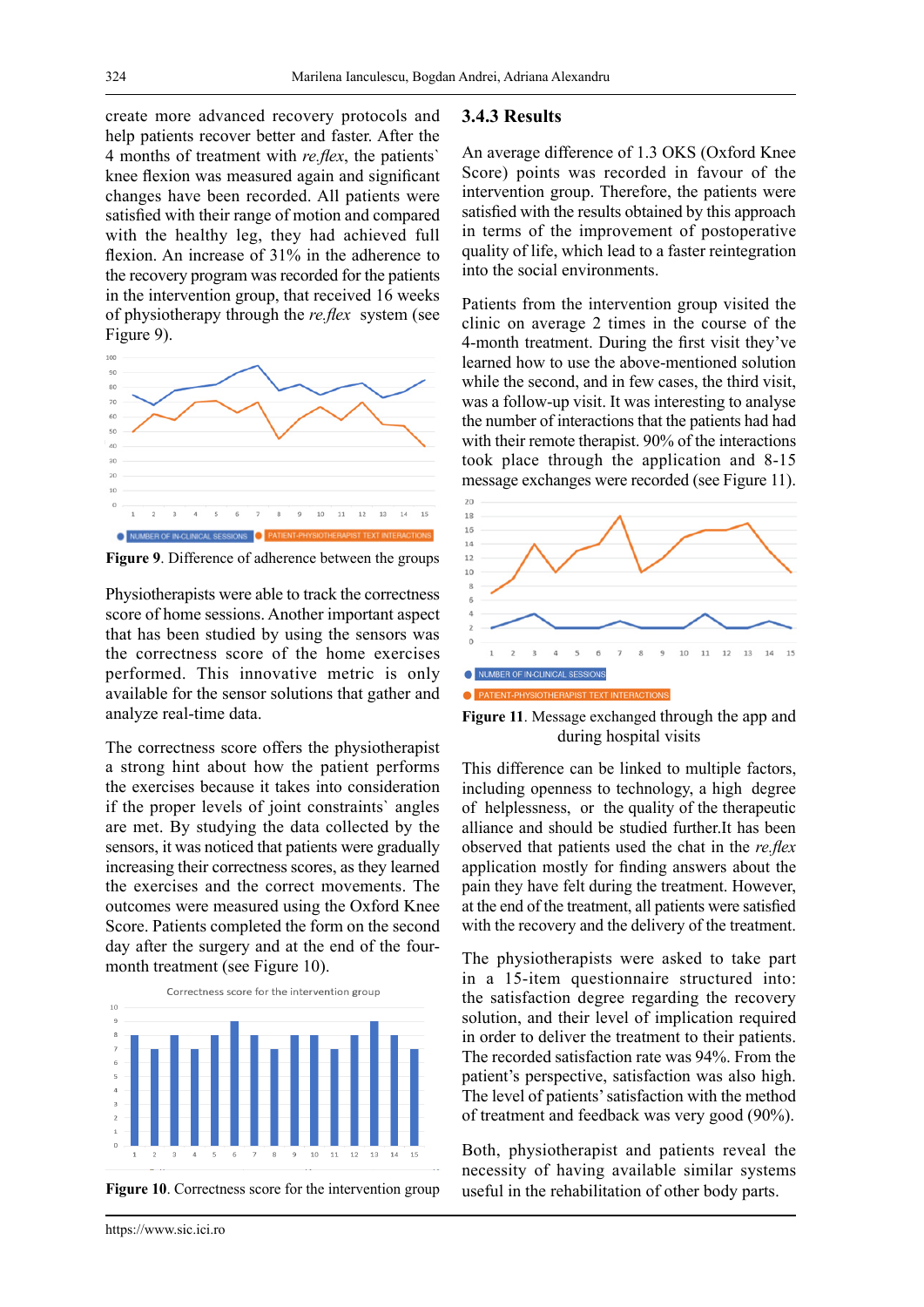create more advanced recovery protocols and help patients recover better and faster. After the 4 months of treatment with *re.flex*, the patients` knee flexion was measured again and significant changes have been recorded. All patients were satisfied with their range of motion and compared with the healthy leg, they had achieved full flexion. An increase of 31% in the adherence to the recovery program was recorded for the patients in the intervention group, that received 16 weeks of physiotherapy through the *re.flex* system (see Figure 9).

**Figure 9**. Difference of adherence between the groups

Physiotherapists were able to track the correctness score of home sessions. Another important aspect that has been studied by using the sensors was the correctness score of the home exercises performed. This innovative metric is only available for the sensor solutions that gather and analyze real-time data.

The correctness score offers the physiotherapist a strong hint about how the patient performs the exercises because it takes into consideration if the proper levels of joint constraints` angles are met. By studying the data collected by the sensors, it was noticed that patients were gradually increasing their correctness scores, as they learned the exercises and the correct movements. The outcomes were measured using the Oxford Knee Score. Patients completed the form on the second day after the surgery and at the end of the four-month treatment (see Figure 10).

**Figure 10**. Correctness score for the intervention group

### 3.4.3 Results

An average difference of 1.3 OKS (Oxford Knee Score) points was recorded in favour of the intervention group. Therefore, the patients were satisfied with the results obtained by this approach in terms of the improvement of postoperative quality of life, which lead to a faster reintegration into the social environments.

Patients from the intervention group visited the clinic on average 2 times in the course of the 4-month treatment. During the first visit they've learned how to use the above-mentioned solution while the second, and in few cases, the third visit, was a follow-up visit. It was interesting to analyse the number of interactions that the patients had had with their remote therapist. 90% of the interactions took place through the application and 8-15 message exchanges were recorded (see Figure 11).

**Figure 11**. Message exchanged through the app and during hospital visits

This difference can be linked to multiple factors, including openness to technology, a high degree of helplessness, or the quality of the therapeutic alliance and should be studied further.It has been observed that patients used the chat in the *re.flex* application mostly for finding answers about the pain they have felt during the treatment. However, at the end of the treatment, all patients were satisfied with the recovery and the delivery of the treatment.

The physiotherapists were asked to take part in a 15-item questionnaire structured into: the satisfaction degree regarding the recovery solution, and their level of implication required in order to deliver the treatment to their patients. The recorded satisfaction rate was 94%. From the patient's perspective, satisfaction was also high. The level of patients' satisfaction with the method of treatment and feedback was very good (90%).

Both, physiotherapist and patients reveal the necessity of having available similar systems useful in the rehabilitation of other body parts.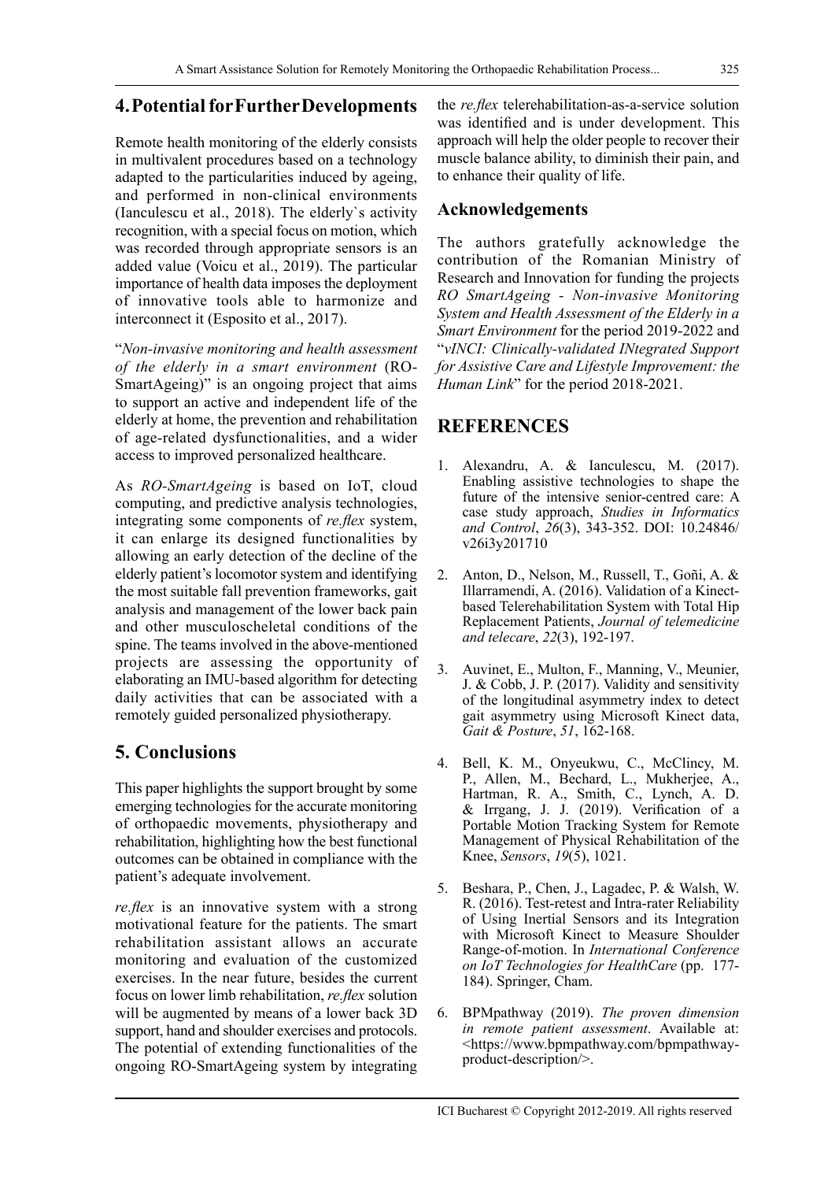## 4. Potential for Further Developments

Remote health monitoring of the elderly consists in multivalent procedures based on a technology adapted to the particularities induced by ageing, and performed in non-clinical environments (Ianculescu et al., 2018). The elderly`s activity recognition, with a special focus on motion, which was recorded through appropriate sensors is an added value (Voicu et al., 2019). The particular importance of health data imposes the deployment of innovative tools able to harmonize and interconnect it (Esposito et al., 2017).

"*Non-invasive monitoring and health assessment of the elderly in a smart environment* (RO-SmartAgeing)" is an ongoing project that aims to support an active and independent life of the elderly at home, the prevention and rehabilitation of age-related dysfunctionalities, and a wider access to improved personalized healthcare.

As *RO-SmartAgeing* is based on IoT, cloud computing, and predictive analysis technologies, integrating some components of *re.flex* system, it can enlarge its designed functionalities by allowing an early detection of the decline of the elderly patient's locomotor system and identifying the most suitable fall prevention frameworks, gait analysis and management of the lower back pain and other musculoscheletal conditions of the spine. The teams involved in the above-mentioned projects are assessing the opportunity of elaborating an IMU-based algorithm for detecting daily activities that can be associated with a remotely guided personalized physiotherapy.

## 5. Conclusions

This paper highlights the support brought by some emerging technologies for the accurate monitoring of orthopaedic movements, physiotherapy and rehabilitation, highlighting how the best functional outcomes can be obtained in compliance with the patient's adequate involvement.

*re.flex* is an innovative system with a strong motivational feature for the patients. The smart rehabilitation assistant allows an accurate monitoring and evaluation of the customized exercises. In the near future, besides the current focus on lower limb rehabilitation, *re.flex* solution will be augmented by means of a lower back 3D support, hand and shoulder exercises and protocols. The potential of extending functionalities of the ongoing RO-SmartAgeing system by integrating the *re.flex* telerehabilitation-as-a-service solution was identified and is under development. This approach will help the older people to recover their muscle balance ability, to diminish their pain, and to enhance their quality of life.

## Acknowledgements

The authors gratefully acknowledge the contribution of the Romanian Ministry of Research and Innovation for funding the projects *RO SmartAgeing - Non-invasive Monitoring System and Health Assessment of the Elderly in a Smart Environment* for the period 2019-2022 and "*vINCI: Clinically-validated INtegrated Support for Assistive Care and Lifestyle Improvement: the Human Link*" for the period 2018-2021.

## REFERENCES

1. Alexandru, A. & Ianculescu, M. (2017). Enabling assistive technologies to shape the future of the intensive senior-centred care: A case study approach, *Studies in Informatics and Control*, *26*(3), 343-352. DOI: 10.24846/v26i3y201710
2. Anton, D., Nelson, M., Russell, T., Goñi, A. & Illarramendi, A. (2016). Validation of a Kinect-based Telerehabilitation System with Total Hip Replacement Patients, *Journal of telemedicine and telecare*, *22*(3), 192-197.
3. Auvinet, E., Multon, F., Manning, V., Meunier, J. & Cobb, J. P. (2017). Validity and sensitivity of the longitudinal asymmetry index to detect gait asymmetry using Microsoft Kinect data, *Gait & Posture*, *51*, 162-168.
4. Bell, K. M., Onyeukwu, C., McClincy, M. P., Allen, M., Bechard, L., Mukherjee, A., Hartman, R. A., Smith, C., Lynch, A. D. & Irrgang, J. J. (2019). Verification of a Portable Motion Tracking System for Remote Management of Physical Rehabilitation of the Knee, *Sensors*, *19*(5), 1021.
5. Beshara, P., Chen, J., Lagadec, P. & Walsh, W. R. (2016). Test-retest and Intra-rater Reliability of Using Inertial Sensors and its Integration with Microsoft Kinect to Measure Shoulder Range-of-motion. In *International Conference on IoT Technologies for HealthCare* (pp. 177-184). Springer, Cham.
6. BPMpathway (2019). *The proven dimension in remote patient assessment*. Available at: <https://www.bpmpathway.com/bpmpathway-product-description/>.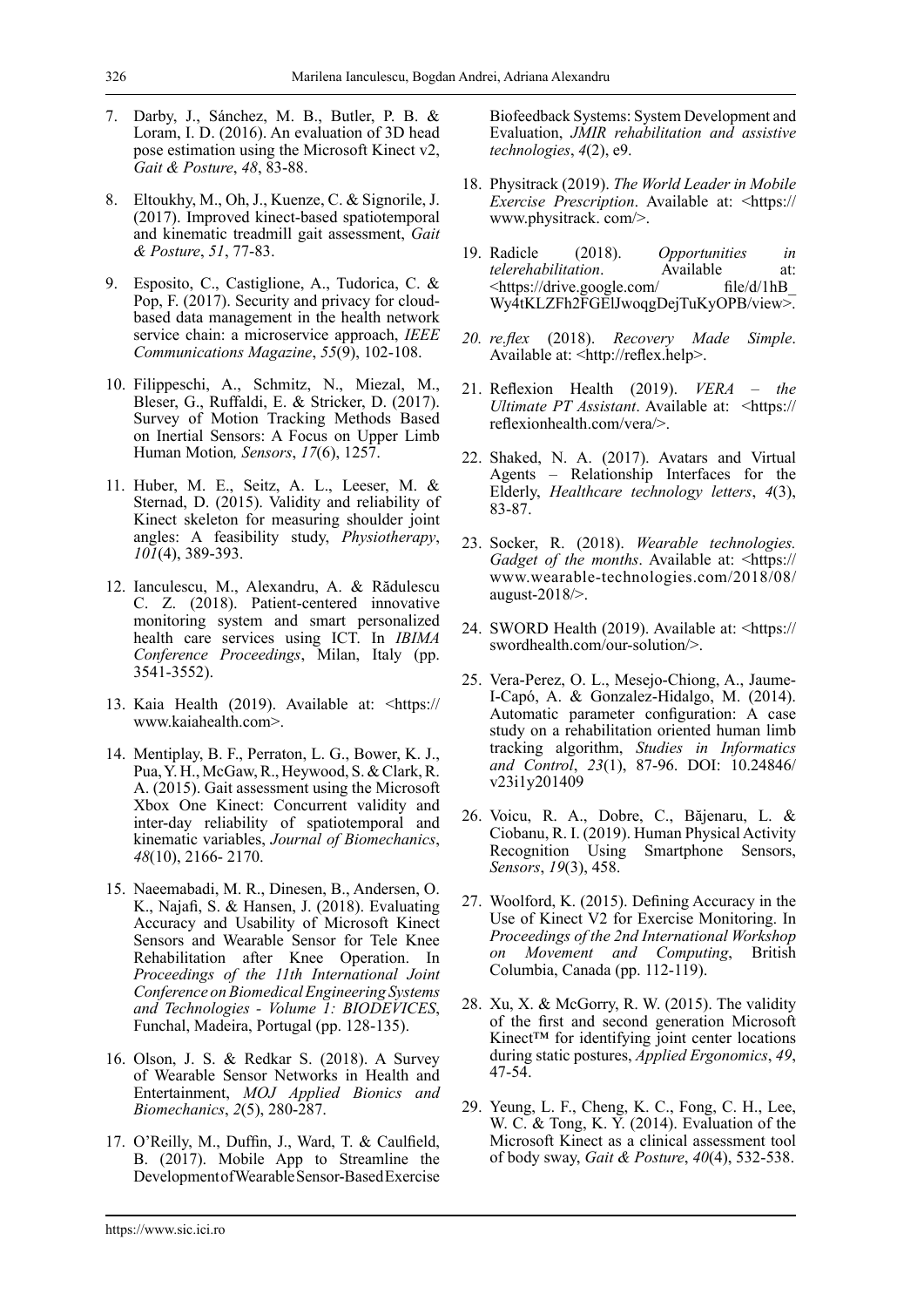7. Darby, J., Sánchez, M. B., Butler, P. B. & Loram, I. D. (2016). An evaluation of 3D head pose estimation using the Microsoft Kinect v2, *Gait & Posture*, *48*, 83-88.

8. Eltoukhy, M., Oh, J., Kuenze, C. & Signorile, J. (2017). Improved kinect-based spatiotemporal and kinematic treadmill gait assessment, *Gait & Posture*, *51*, 77-83.

9. Esposito, C., Castiglione, A., Tudorica, C. & Pop, F. (2017). Security and privacy for cloud-based data management in the health network service chain: a microservice approach, *IEEE Communications Magazine*, *55*(9), 102-108.

10. Filippeschi, A., Schmitz, N., Miezal, M., Bleser, G., Ruffaldi, E. & Stricker, D. (2017). Survey of Motion Tracking Methods Based on Inertial Sensors: A Focus on Upper Limb Human Motion*, Sensors*, *17*(6), 1257.

11. Huber, M. E., Seitz, A. L., Leeser, M. & Sternad, D. (2015). Validity and reliability of Kinect skeleton for measuring shoulder joint angles: A feasibility study, *Physiotherapy*, *101*(4), 389-393.

12. Ianculescu, M., Alexandru, A. & Rădulescu C. Z. (2018). Patient-centered innovative monitoring system and smart personalized health care services using ICT. In *IBIMA Conference Proceedings*, Milan, Italy (pp. 3541-3552).

13. Kaia Health (2019). Available at: <https://www.kaiahealth.com>.

14. Mentiplay, B. F., Perraton, L. G., Bower, K. J., Pua, Y. H., McGaw, R., Heywood, S. & Clark, R. A. (2015). Gait assessment using the Microsoft Xbox One Kinect: Concurrent validity and inter-day reliability of spatiotemporal and kinematic variables, *Journal of Biomechanics*, *48*(10), 2166- 2170.

15. Naeemabadi, M. R., Dinesen, B., Andersen, O. K., Najafi, S. & Hansen, J. (2018). Evaluating Accuracy and Usability of Microsoft Kinect Sensors and Wearable Sensor for Tele Knee Rehabilitation after Knee Operation. In *Proceedings of the 11th International Joint Conference on Biomedical Engineering Systems and Technologies - Volume 1: BIODEVICES*, Funchal, Madeira, Portugal (pp. 128-135).

16. Olson, J. S. & Redkar S. (2018). A Survey of Wearable Sensor Networks in Health and Entertainment, *MOJ Applied Bionics and Biomechanics*, *2*(5), 280-287.

17. O'Reilly, M., Duffin, J., Ward, T. & Caulfield, B. (2017). Mobile App to Streamline the Development of Wearable Sensor-Based Exercise Biofeedback Systems: System Development and Evaluation, *JMIR rehabilitation and assistive technologies*, *4*(2), e9.

18. Physitrack (2019). *The World Leader in Mobile Exercise Prescription*. Available at: <https://www.physitrack. com/>.

19. Radicle (2018). *Opportunities in telerehabilitation*. Available at: <https://drive.google.com/ file/d/1hB_Wy4tKLZFh2FGElJwoqgDejTuKyOPB/view>.

20. *re.flex* (2018). *Recovery Made Simple*. Available at: <http://reflex.help>.

21. Reflexion Health (2019). *VERA – the Ultimate PT Assistant*. Available at: <https://reflexionhealth.com/vera/>.

22. Shaked, N. A. (2017). Avatars and Virtual Agents – Relationship Interfaces for the Elderly, *Healthcare technology letters*, *4*(3), 83-87.

23. Socker, R. (2018). *Wearable technologies. Gadget of the months*. Available at: <https://www.wearable-technologies.com/2018/08/august-2018/>.

24. SWORD Health (2019). Available at: <https://swordhealth.com/our-solution/>.

25. Vera-Perez, O. L., Mesejo-Chiong, A., Jaume-I-Capó, A. & Gonzalez-Hidalgo, M. (2014). Automatic parameter configuration: A case study on a rehabilitation oriented human limb tracking algorithm, *Studies in Informatics and Control*, *23*(1), 87-96. DOI: 10.24846/v23i1y201409

26. Voicu, R. A., Dobre, C., Băjenaru, L. & Ciobanu, R. I. (2019). Human Physical Activity Recognition Using Smartphone Sensors, *Sensors*, *19*(3), 458.

27. Woolford, K. (2015). Defining Accuracy in the Use of Kinect V2 for Exercise Monitoring. In *Proceedings of the 2nd International Workshop on Movement and Computing*, British Columbia, Canada (pp. 112-119).

28. Xu, X. & McGorry, R. W. (2015). The validity of the first and second generation Microsoft Kinect™ for identifying joint center locations during static postures, *Applied Ergonomics*, *49*, 47-54.

29. Yeung, L. F., Cheng, K. C., Fong, C. H., Lee, W. C. & Tong, K. Y. (2014). Evaluation of the Microsoft Kinect as a clinical assessment tool of body sway, *Gait & Posture*, *40*(4), 532-538.